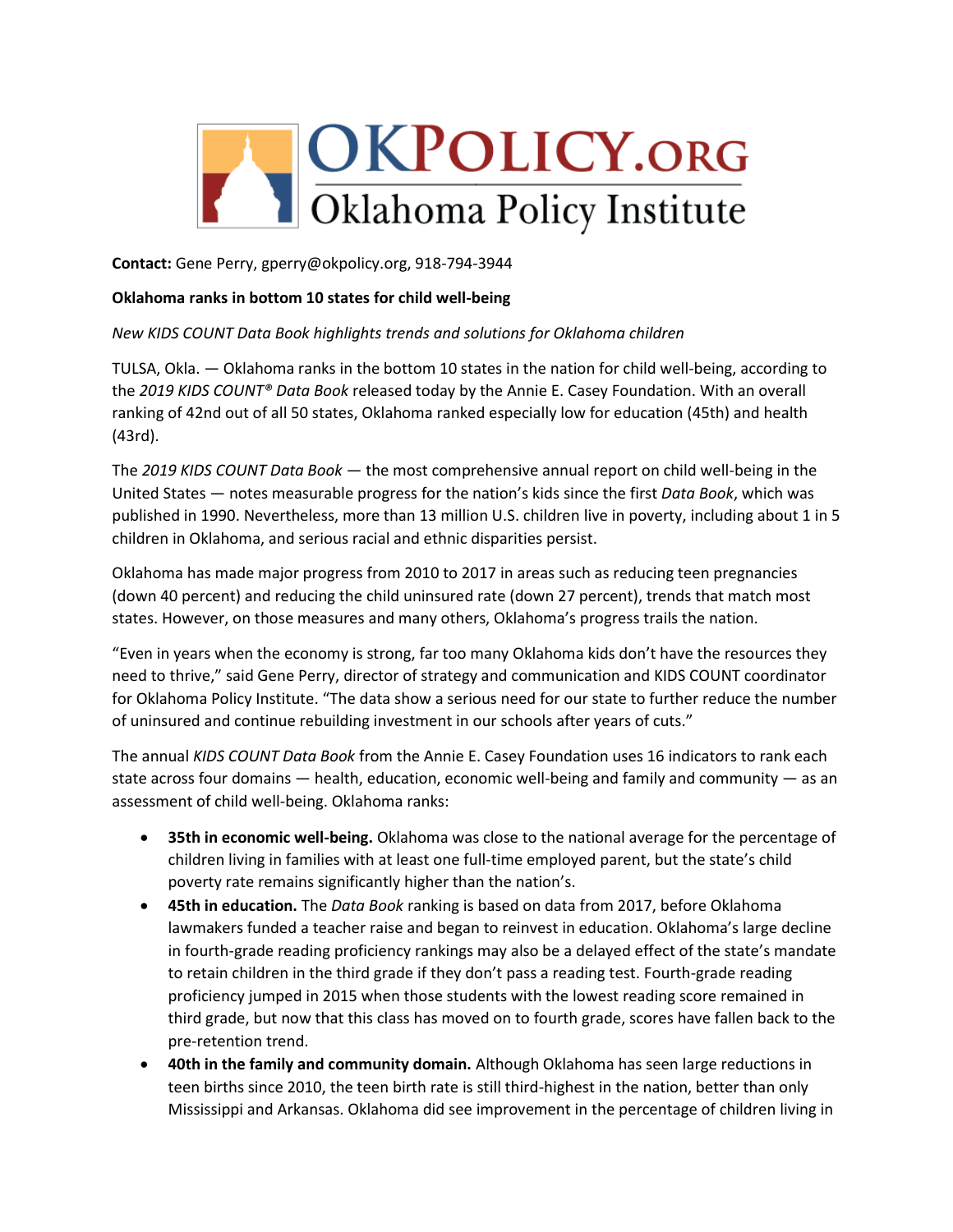OKPOLICY.ORG
Oklahoma Policy Institute

**Contact:** Gene Perry, gperry@okpolicy.org, 918-794-3944

**Oklahoma ranks in bottom 10 states for child well-being**

*New KIDS COUNT Data Book highlights trends and solutions for Oklahoma children*

TULSA, Okla. — Oklahoma ranks in the bottom 10 states in the nation for child well-being, according to the *2019 KIDS COUNT® Data Book* released today by the Annie E. Casey Foundation. With an overall ranking of 42nd out of all 50 states, Oklahoma ranked especially low for education (45th) and health (43rd).

The *2019 KIDS COUNT Data Book* — the most comprehensive annual report on child well-being in the United States — notes measurable progress for the nation's kids since the first *Data Book*, which was published in 1990. Nevertheless, more than 13 million U.S. children live in poverty, including about 1 in 5 children in Oklahoma, and serious racial and ethnic disparities persist.

Oklahoma has made major progress from 2010 to 2017 in areas such as reducing teen pregnancies (down 40 percent) and reducing the child uninsured rate (down 27 percent), trends that match most states. However, on those measures and many others, Oklahoma's progress trails the nation.

"Even in years when the economy is strong, far too many Oklahoma kids don't have the resources they need to thrive," said Gene Perry, director of strategy and communication and KIDS COUNT coordinator for Oklahoma Policy Institute. "The data show a serious need for our state to further reduce the number of uninsured and continue rebuilding investment in our schools after years of cuts."

The annual *KIDS COUNT Data Book* from the Annie E. Casey Foundation uses 16 indicators to rank each state across four domains — health, education, economic well-being and family and community — as an assessment of child well-being. Oklahoma ranks:

- **35th in economic well-being.** Oklahoma was close to the national average for the percentage of children living in families with at least one full-time employed parent, but the state's child poverty rate remains significantly higher than the nation's.
- **45th in education.** The *Data Book* ranking is based on data from 2017, before Oklahoma lawmakers funded a teacher raise and began to reinvest in education. Oklahoma's large decline in fourth-grade reading proficiency rankings may also be a delayed effect of the state's mandate to retain children in the third grade if they don't pass a reading test. Fourth-grade reading proficiency jumped in 2015 when those students with the lowest reading score remained in third grade, but now that this class has moved on to fourth grade, scores have fallen back to the pre-retention trend.
- **40th in the family and community domain.** Although Oklahoma has seen large reductions in teen births since 2010, the teen birth rate is still third-highest in the nation, better than only Mississippi and Arkansas. Oklahoma did see improvement in the percentage of children living in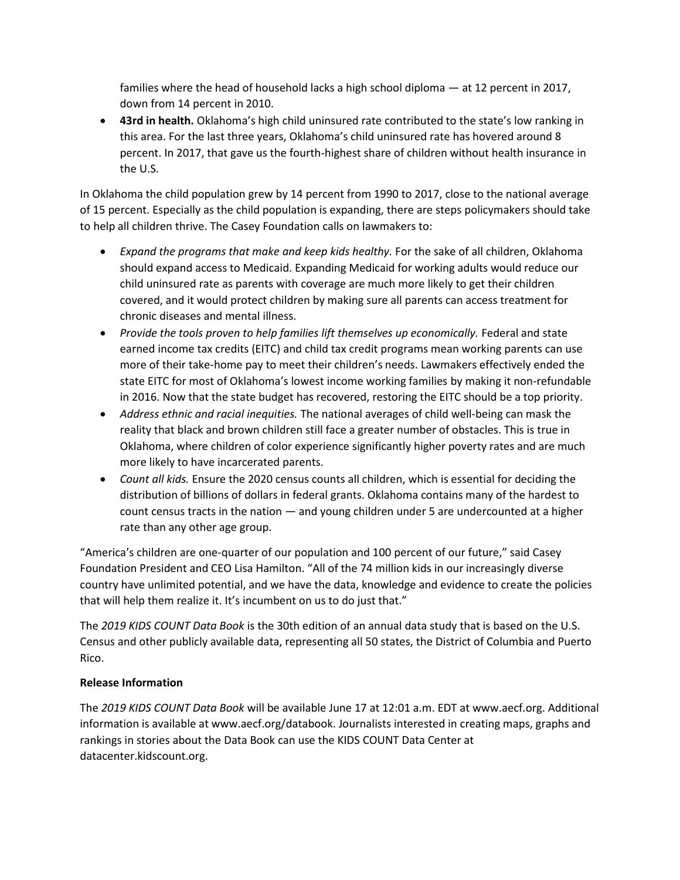families where the head of household lacks a high school diploma — at 12 percent in 2017, down from 14 percent in 2010.

- **43rd in health.** Oklahoma's high child uninsured rate contributed to the state's low ranking in this area. For the last three years, Oklahoma's child uninsured rate has hovered around 8 percent. In 2017, that gave us the fourth-highest share of children without health insurance in the U.S.

In Oklahoma the child population grew by 14 percent from 1990 to 2017, close to the national average of 15 percent. Especially as the child population is expanding, there are steps policymakers should take to help all children thrive. The Casey Foundation calls on lawmakers to:

- *Expand the programs that make and keep kids healthy.* For the sake of all children, Oklahoma should expand access to Medicaid. Expanding Medicaid for working adults would reduce our child uninsured rate as parents with coverage are much more likely to get their children covered, and it would protect children by making sure all parents can access treatment for chronic diseases and mental illness.
- *Provide the tools proven to help families lift themselves up economically.* Federal and state earned income tax credits (EITC) and child tax credit programs mean working parents can use more of their take-home pay to meet their children's needs. Lawmakers effectively ended the state EITC for most of Oklahoma's lowest income working families by making it non-refundable in 2016. Now that the state budget has recovered, restoring the EITC should be a top priority.
- *Address ethnic and racial inequities.* The national averages of child well-being can mask the reality that black and brown children still face a greater number of obstacles. This is true in Oklahoma, where children of color experience significantly higher poverty rates and are much more likely to have incarcerated parents.
- *Count all kids.* Ensure the 2020 census counts all children, which is essential for deciding the distribution of billions of dollars in federal grants. Oklahoma contains many of the hardest to count census tracts in the nation — and young children under 5 are undercounted at a higher rate than any other age group.

"America's children are one-quarter of our population and 100 percent of our future," said Casey Foundation President and CEO Lisa Hamilton. "All of the 74 million kids in our increasingly diverse country have unlimited potential, and we have the data, knowledge and evidence to create the policies that will help them realize it. It's incumbent on us to do just that."

The *2019 KIDS COUNT Data Book* is the 30th edition of an annual data study that is based on the U.S. Census and other publicly available data, representing all 50 states, the District of Columbia and Puerto Rico.

**Release Information**

The *2019 KIDS COUNT Data Book* will be available June 17 at 12:01 a.m. EDT at www.aecf.org. Additional information is available at www.aecf.org/databook. Journalists interested in creating maps, graphs and rankings in stories about the Data Book can use the KIDS COUNT Data Center at datacenter.kidscount.org.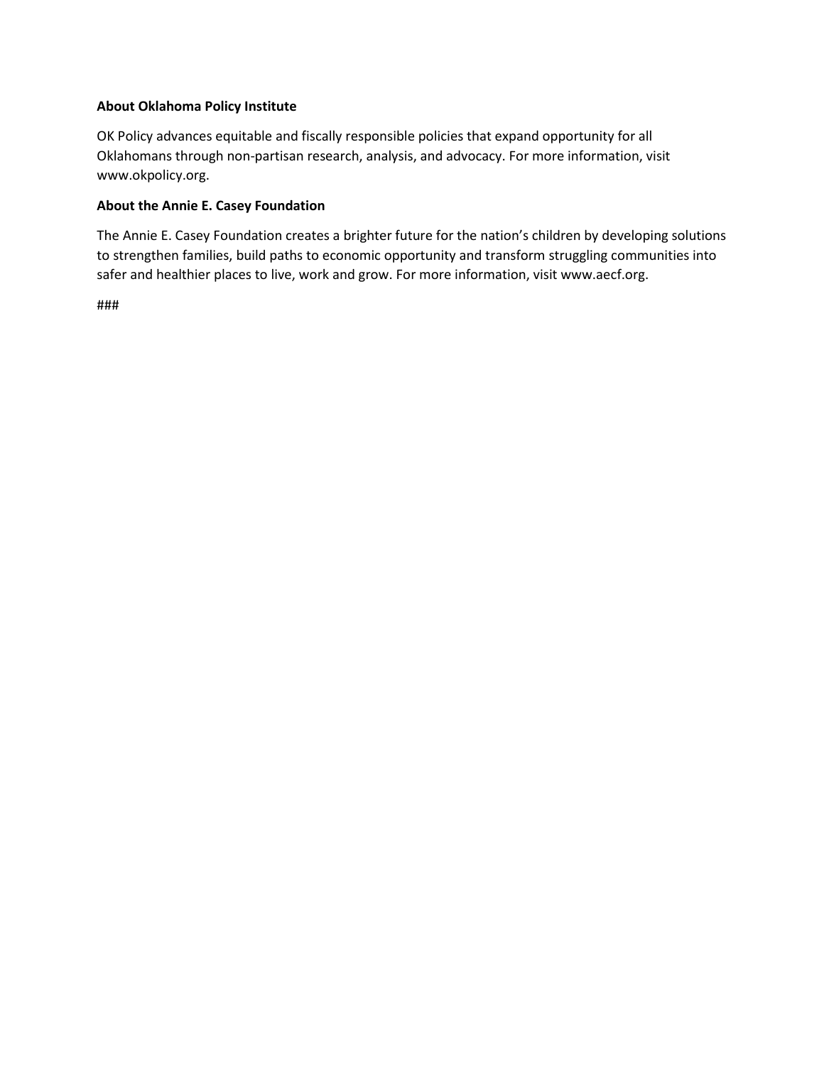**About Oklahoma Policy Institute**

OK Policy advances equitable and fiscally responsible policies that expand opportunity for all Oklahomans through non-partisan research, analysis, and advocacy. For more information, visit www.okpolicy.org.

**About the Annie E. Casey Foundation**

The Annie E. Casey Foundation creates a brighter future for the nation's children by developing solutions to strengthen families, build paths to economic opportunity and transform struggling communities into safer and healthier places to live, work and grow. For more information, visit www.aecf.org.

###